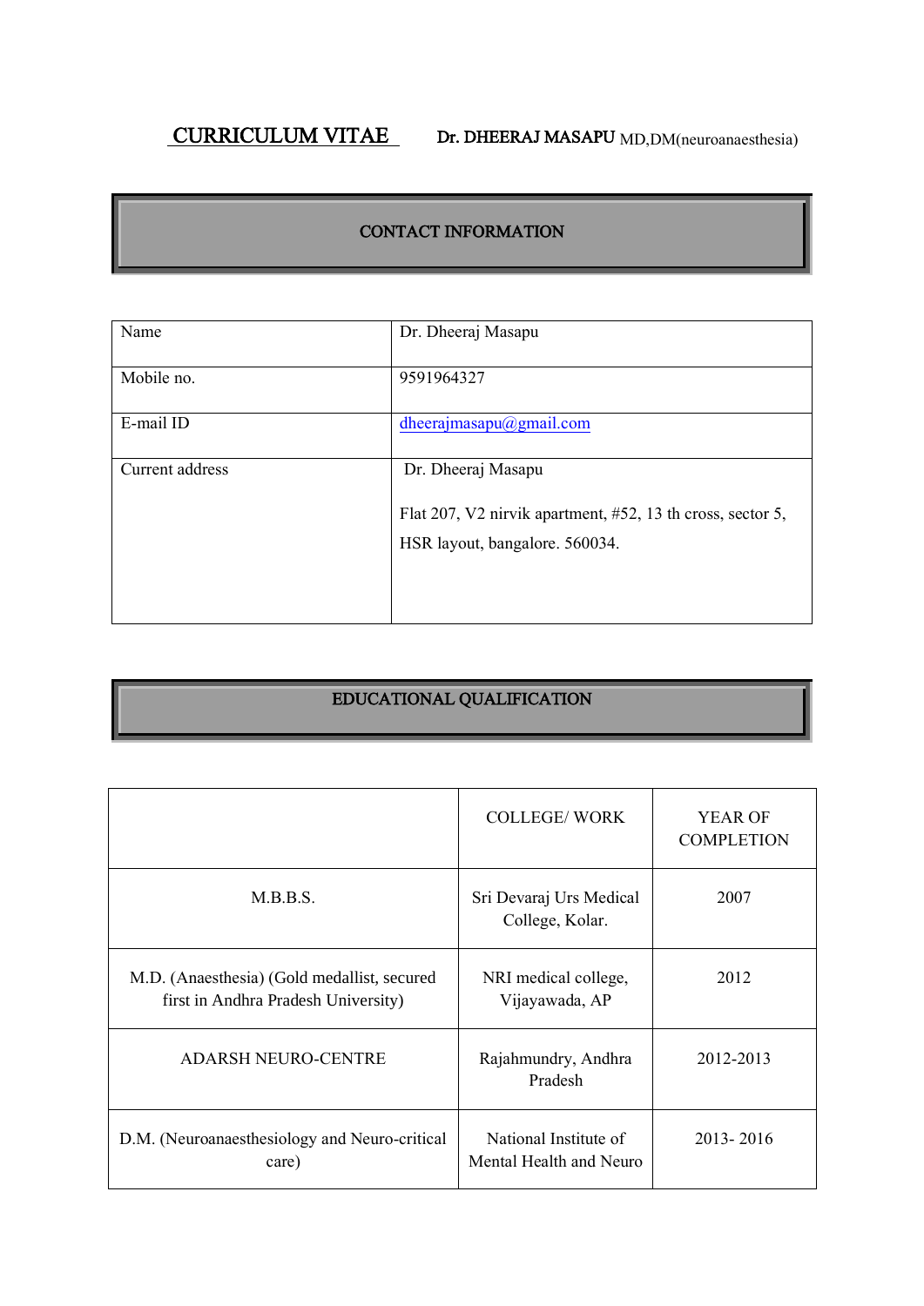# CURRICULUM VITAE

**Dr. DHEERAJ MASAPU** MD,DM(neuroanaesthesia)

## CONTACT INFORMATION

| Name | Dr. Dheeraj Masapu |
|---|---|
| Mobile no. | 9591964327 |
| E-mail ID | dheerajmasapu@gmail.com |
| Current address | Dr. Dheeraj Masapu<br><br>Flat 207, V2 nirvik apartment, #52, 13 th cross, sector 5, HSR layout, bangalore. 560034. |

## EDUCATIONAL QUALIFICATION

| | COLLEGE/ WORK | YEAR OF COMPLETION |
|---|---|---|
| M.B.B.S. | Sri Devaraj Urs Medical College, Kolar. | 2007 |
| M.D. (Anaesthesia) (Gold medallist, secured first in Andhra Pradesh University) | NRI medical college, Vijayawada, AP | 2012 |
| ADARSH NEURO-CENTRE | Rajahmundry, Andhra Pradesh | 2012-2013 |
| D.M. (Neuroanaesthesiology and Neuro-critical care) | National Institute of Mental Health and Neuro | 2013- 2016 |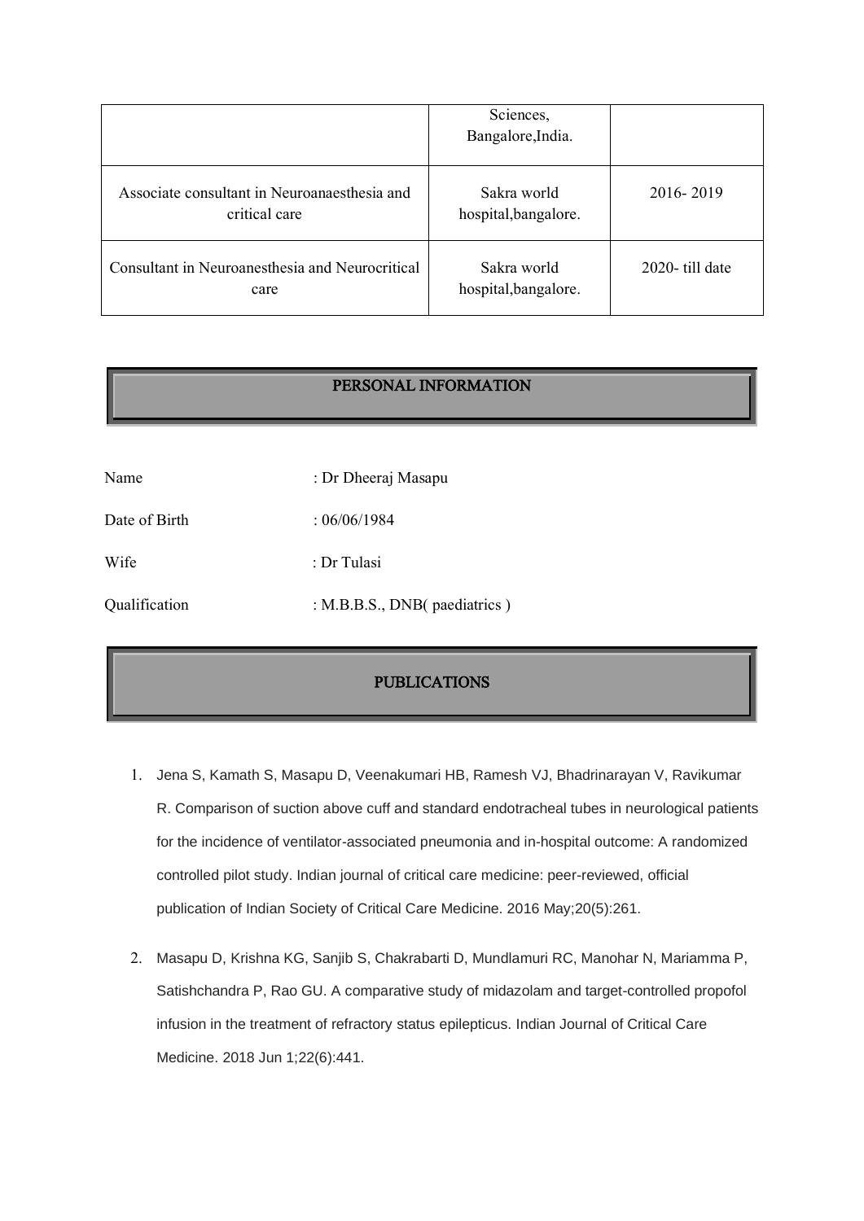| | | |
|---|---|---|
| | Sciences, Bangalore,India. | |
| Associate consultant in Neuroanaesthesia and critical care | Sakra world hospital,bangalore. | 2016- 2019 |
| Consultant in Neuroanesthesia and Neurocritical care | Sakra world hospital,bangalore. | 2020- till date |

## PERSONAL INFORMATION

Name : Dr Dheeraj Masapu

Date of Birth : 06/06/1984

Wife : Dr Tulasi

Qualification : M.B.B.S., DNB( paediatrics )

## PUBLICATIONS

1. Jena S, Kamath S, Masapu D, Veenakumari HB, Ramesh VJ, Bhadrinarayan V, Ravikumar R. Comparison of suction above cuff and standard endotracheal tubes in neurological patients for the incidence of ventilator-associated pneumonia and in-hospital outcome: A randomized controlled pilot study. Indian journal of critical care medicine: peer-reviewed, official publication of Indian Society of Critical Care Medicine. 2016 May;20(5):261.

2. Masapu D, Krishna KG, Sanjib S, Chakrabarti D, Mundlamuri RC, Manohar N, Mariamma P, Satishchandra P, Rao GU. A comparative study of midazolam and target-controlled propofol infusion in the treatment of refractory status epilepticus. Indian Journal of Critical Care Medicine. 2018 Jun 1;22(6):441.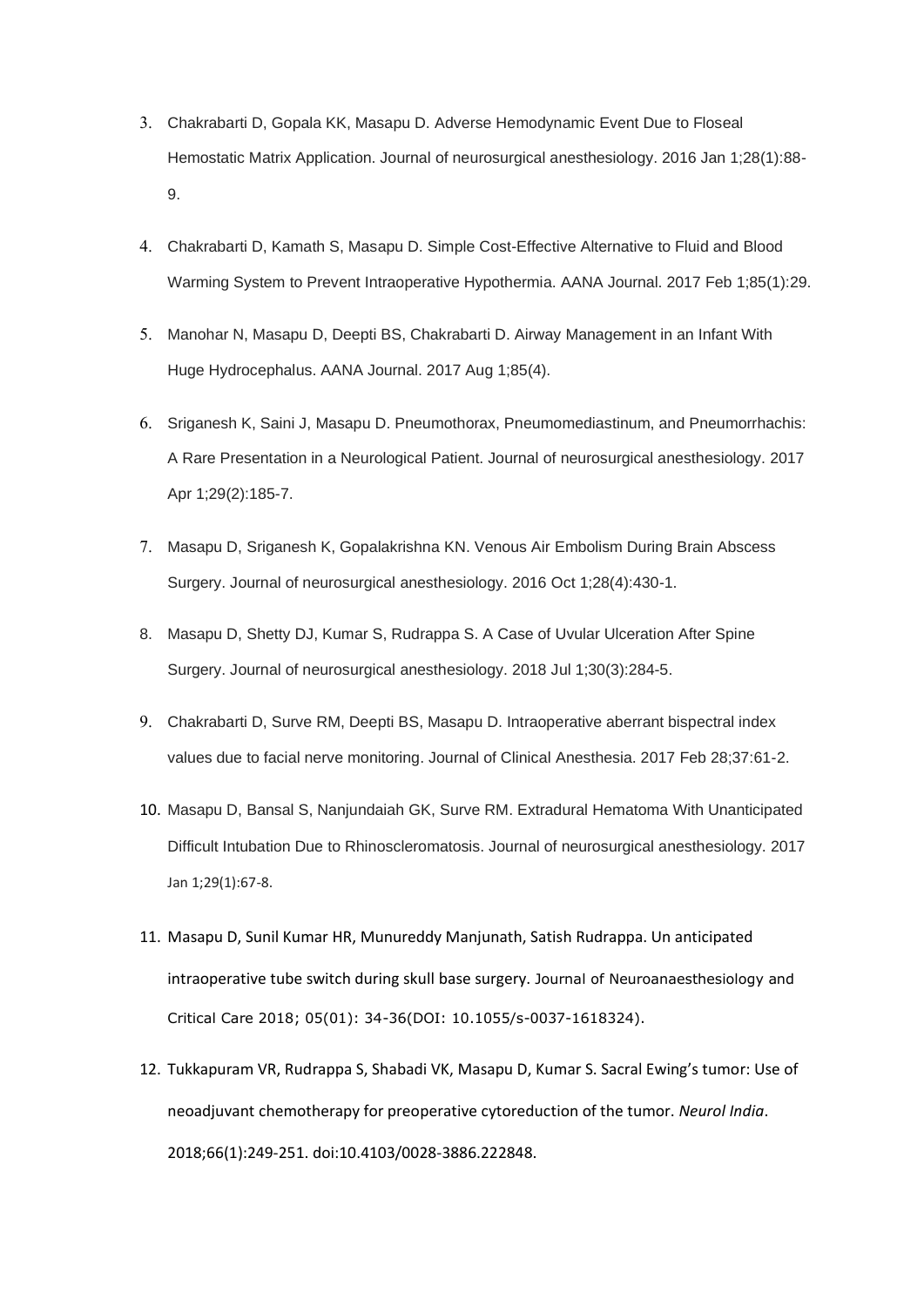3. Chakrabarti D, Gopala KK, Masapu D. Adverse Hemodynamic Event Due to Floseal Hemostatic Matrix Application. Journal of neurosurgical anesthesiology. 2016 Jan 1;28(1):88-9.

4. Chakrabarti D, Kamath S, Masapu D. Simple Cost-Effective Alternative to Fluid and Blood Warming System to Prevent Intraoperative Hypothermia. AANA Journal. 2017 Feb 1;85(1):29.

5. Manohar N, Masapu D, Deepti BS, Chakrabarti D. Airway Management in an Infant With Huge Hydrocephalus. AANA Journal. 2017 Aug 1;85(4).

6. Sriganesh K, Saini J, Masapu D. Pneumothorax, Pneumomediastinum, and Pneumorrhachis: A Rare Presentation in a Neurological Patient. Journal of neurosurgical anesthesiology. 2017 Apr 1;29(2):185-7.

7. Masapu D, Sriganesh K, Gopalakrishna KN. Venous Air Embolism During Brain Abscess Surgery. Journal of neurosurgical anesthesiology. 2016 Oct 1;28(4):430-1.

8. Masapu D, Shetty DJ, Kumar S, Rudrappa S. A Case of Uvular Ulceration After Spine Surgery. Journal of neurosurgical anesthesiology. 2018 Jul 1;30(3):284-5.

9. Chakrabarti D, Surve RM, Deepti BS, Masapu D. Intraoperative aberrant bispectral index values due to facial nerve monitoring. Journal of Clinical Anesthesia. 2017 Feb 28;37:61-2.

10. Masapu D, Bansal S, Nanjundaiah GK, Surve RM. Extradural Hematoma With Unanticipated Difficult Intubation Due to Rhinoscleromatosis. Journal of neurosurgical anesthesiology. 2017 Jan 1;29(1):67-8.

11. Masapu D, Sunil Kumar HR, Munureddy Manjunath, Satish Rudrappa. Un anticipated intraoperative tube switch during skull base surgery. Journal of Neuroanaesthesiology and Critical Care 2018; 05(01): 34-36(DOI: 10.1055/s-0037-1618324).

12. Tukkapuram VR, Rudrappa S, Shabadi VK, Masapu D, Kumar S. Sacral Ewing's tumor: Use of neoadjuvant chemotherapy for preoperative cytoreduction of the tumor. *Neurol India*. 2018;66(1):249-251. doi:10.4103/0028-3886.222848.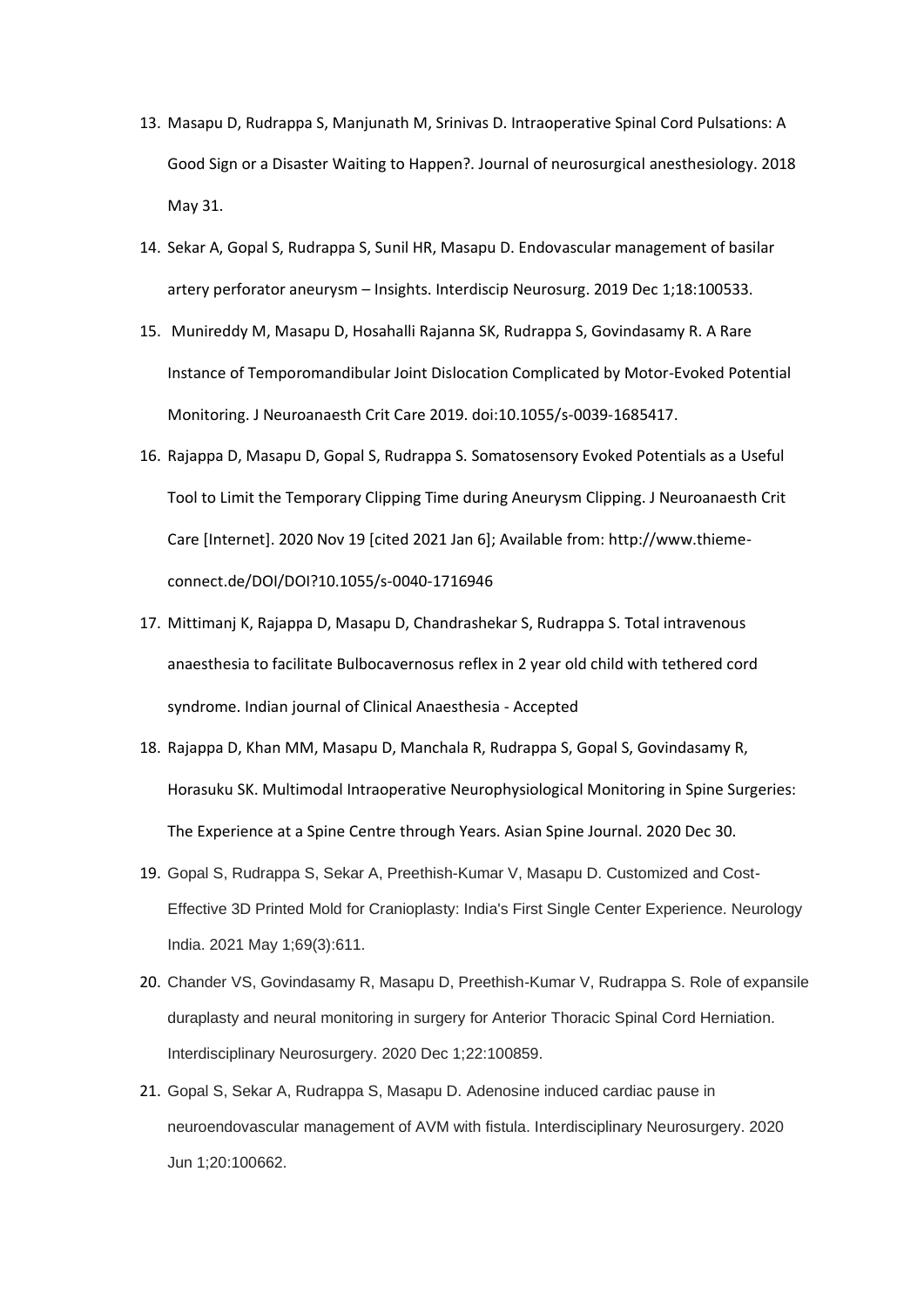13. Masapu D, Rudrappa S, Manjunath M, Srinivas D. Intraoperative Spinal Cord Pulsations: A Good Sign or a Disaster Waiting to Happen?. Journal of neurosurgical anesthesiology. 2018 May 31.
14. Sekar A, Gopal S, Rudrappa S, Sunil HR, Masapu D. Endovascular management of basilar artery perforator aneurysm – Insights. Interdiscip Neurosurg. 2019 Dec 1;18:100533.
15. Munireddy M, Masapu D, Hosahalli Rajanna SK, Rudrappa S, Govindasamy R. A Rare Instance of Temporomandibular Joint Dislocation Complicated by Motor-Evoked Potential Monitoring. J Neuroanaesth Crit Care 2019. doi:10.1055/s-0039-1685417.
16. Rajappa D, Masapu D, Gopal S, Rudrappa S. Somatosensory Evoked Potentials as a Useful Tool to Limit the Temporary Clipping Time during Aneurysm Clipping. J Neuroanaesth Crit Care [Internet]. 2020 Nov 19 [cited 2021 Jan 6]; Available from: http://www.thieme-connect.de/DOI/DOI?10.1055/s-0040-1716946
17. Mittimanj K, Rajappa D, Masapu D, Chandrashekar S, Rudrappa S. Total intravenous anaesthesia to facilitate Bulbocavernosus reflex in 2 year old child with tethered cord syndrome. Indian journal of Clinical Anaesthesia - Accepted
18. Rajappa D, Khan MM, Masapu D, Manchala R, Rudrappa S, Gopal S, Govindasamy R, Horasuku SK. Multimodal Intraoperative Neurophysiological Monitoring in Spine Surgeries: The Experience at a Spine Centre through Years. Asian Spine Journal. 2020 Dec 30.
19. Gopal S, Rudrappa S, Sekar A, Preethish-Kumar V, Masapu D. Customized and Cost-Effective 3D Printed Mold for Cranioplasty: India's First Single Center Experience. Neurology India. 2021 May 1;69(3):611.
20. Chander VS, Govindasamy R, Masapu D, Preethish-Kumar V, Rudrappa S. Role of expansile duraplasty and neural monitoring in surgery for Anterior Thoracic Spinal Cord Herniation. Interdisciplinary Neurosurgery. 2020 Dec 1;22:100859.
21. Gopal S, Sekar A, Rudrappa S, Masapu D. Adenosine induced cardiac pause in neuroendovascular management of AVM with fistula. Interdisciplinary Neurosurgery. 2020 Jun 1;20:100662.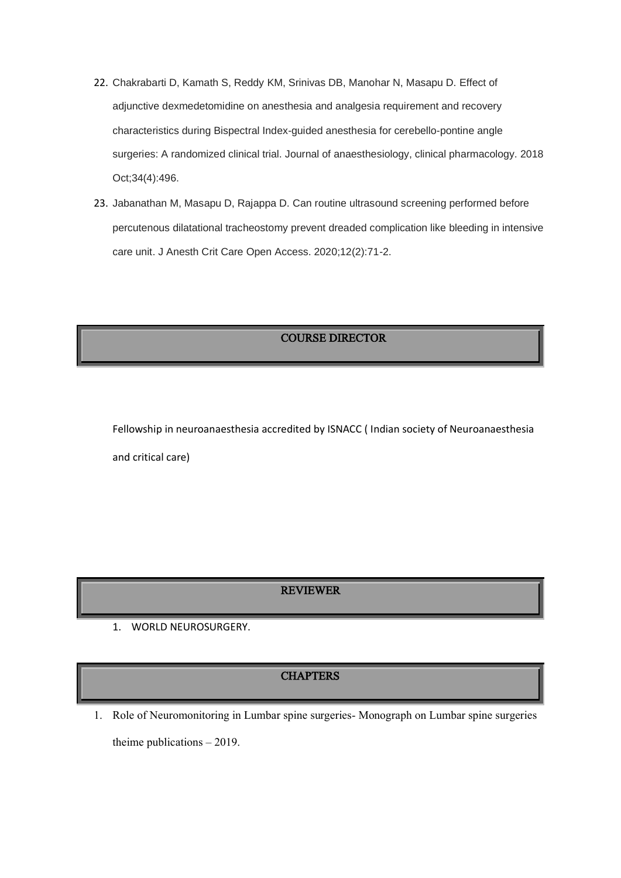22. Chakrabarti D, Kamath S, Reddy KM, Srinivas DB, Manohar N, Masapu D. Effect of adjunctive dexmedetomidine on anesthesia and analgesia requirement and recovery characteristics during Bispectral Index-guided anesthesia for cerebello-pontine angle surgeries: A randomized clinical trial. Journal of anaesthesiology, clinical pharmacology. 2018 Oct;34(4):496.
23. Jabanathan M, Masapu D, Rajappa D. Can routine ultrasound screening performed before percutenous dilatational tracheostomy prevent dreaded complication like bleeding in intensive care unit. J Anesth Crit Care Open Access. 2020;12(2):71-2.

## COURSE DIRECTOR

Fellowship in neuroanaesthesia accredited by ISNACC ( Indian society of Neuroanaesthesia and critical care)

## REVIEWER

1. WORLD NEUROSURGERY.

## CHAPTERS

1. Role of Neuromonitoring in Lumbar spine surgeries- Monograph on Lumbar spine surgeries theime publications – 2019.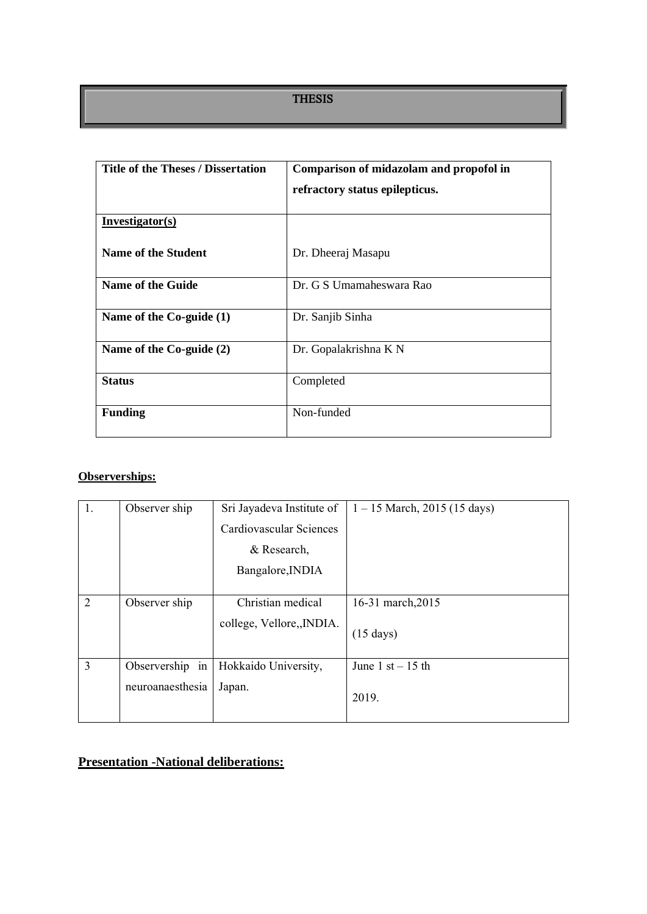# THESIS

| Title of the Theses / Dissertation | **Comparison of midazolam and propofol in refractory status epilepticus.** |
|---|---|
| **Investigator(s)**<br><br>**Name of the Student** | Dr. Dheeraj Masapu |
| **Name of the Guide** | Dr. G S Umamaheswara Rao |
| **Name of the Co-guide (1)** | Dr. Sanjib Sinha |
| **Name of the Co-guide (2)** | Dr. Gopalakrishna K N |
| **Status** | Completed |
| **Funding** | Non-funded |

**Observerships:**

| | | | |
|---|---|---|---|
| 1. | Observer ship | Sri Jayadeva Institute of Cardiovascular Sciences & Research, Bangalore,INDIA | 1 – 15 March, 2015 (15 days) |
| 2 | Observer ship | Christian medical college, Vellore,,INDIA. | 16-31 march,2015<br><br>(15 days) |
| 3 | Observership in neuroanaesthesia | Hokkaido University, Japan. | June 1 st – 15 th<br><br>2019. |

## Presentation -National deliberations: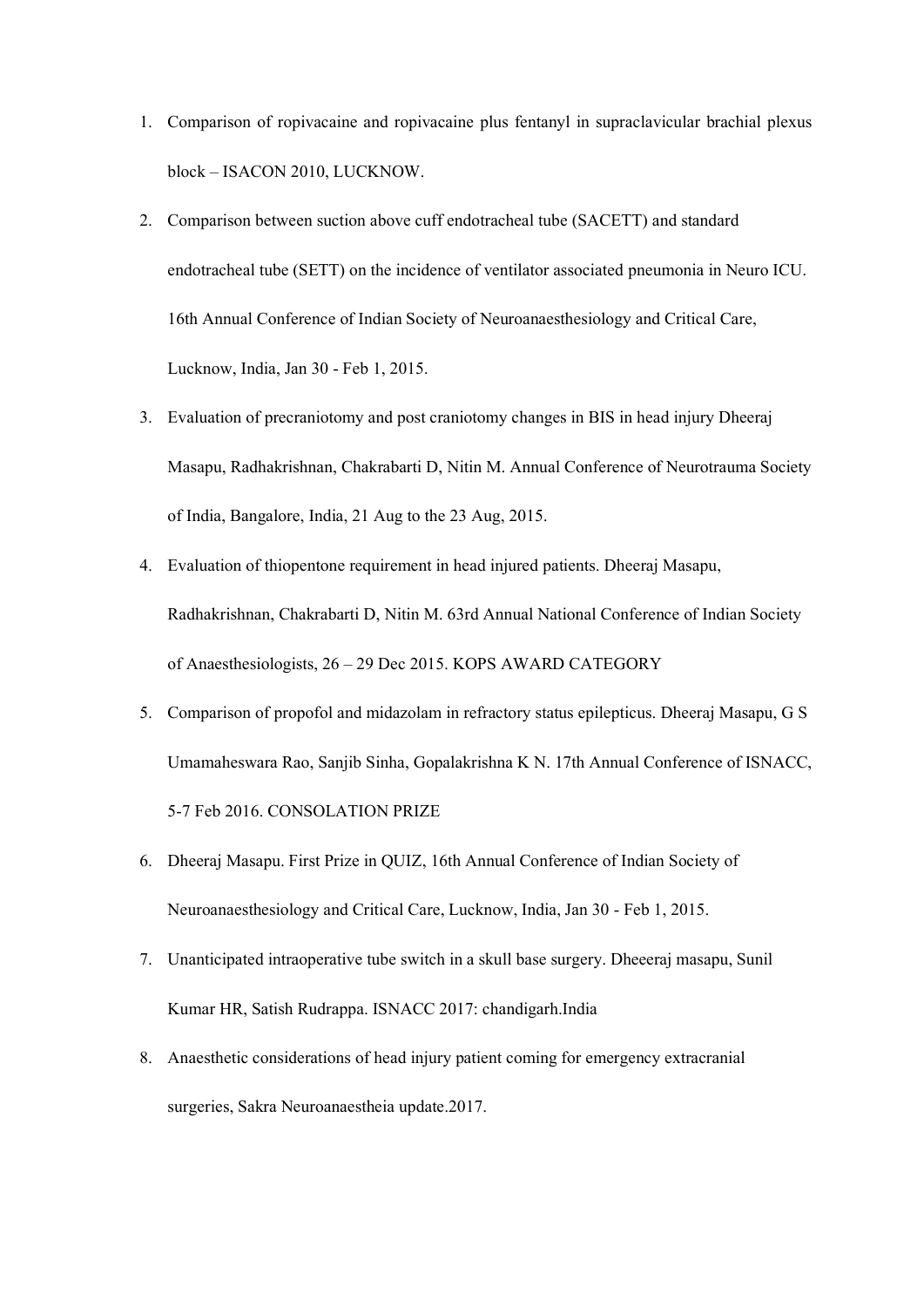1. Comparison of ropivacaine and ropivacaine plus fentanyl in supraclavicular brachial plexus block – ISACON 2010, LUCKNOW.
2. Comparison between suction above cuff endotracheal tube (SACETT) and standard endotracheal tube (SETT) on the incidence of ventilator associated pneumonia in Neuro ICU. 16th Annual Conference of Indian Society of Neuroanaesthesiology and Critical Care, Lucknow, India, Jan 30 - Feb 1, 2015.
3. Evaluation of precraniotomy and post craniotomy changes in BIS in head injury Dheeraj Masapu, Radhakrishnan, Chakrabarti D, Nitin M. Annual Conference of Neurotrauma Society of India, Bangalore, India, 21 Aug to the 23 Aug, 2015.
4. Evaluation of thiopentone requirement in head injured patients. Dheeraj Masapu, Radhakrishnan, Chakrabarti D, Nitin M. 63rd Annual National Conference of Indian Society of Anaesthesiologists, 26 – 29 Dec 2015. KOPS AWARD CATEGORY
5. Comparison of propofol and midazolam in refractory status epilepticus. Dheeraj Masapu, G S Umamaheswara Rao, Sanjib Sinha, Gopalakrishna K N. 17th Annual Conference of ISNACC, 5-7 Feb 2016. CONSOLATION PRIZE
6. Dheeraj Masapu. First Prize in QUIZ, 16th Annual Conference of Indian Society of Neuroanaesthesiology and Critical Care, Lucknow, India, Jan 30 - Feb 1, 2015.
7. Unanticipated intraoperative tube switch in a skull base surgery. Dheeeraj masapu, Sunil Kumar HR, Satish Rudrappa. ISNACC 2017: chandigarh.India
8. Anaesthetic considerations of head injury patient coming for emergency extracranial surgeries, Sakra Neuroanaestheia update.2017.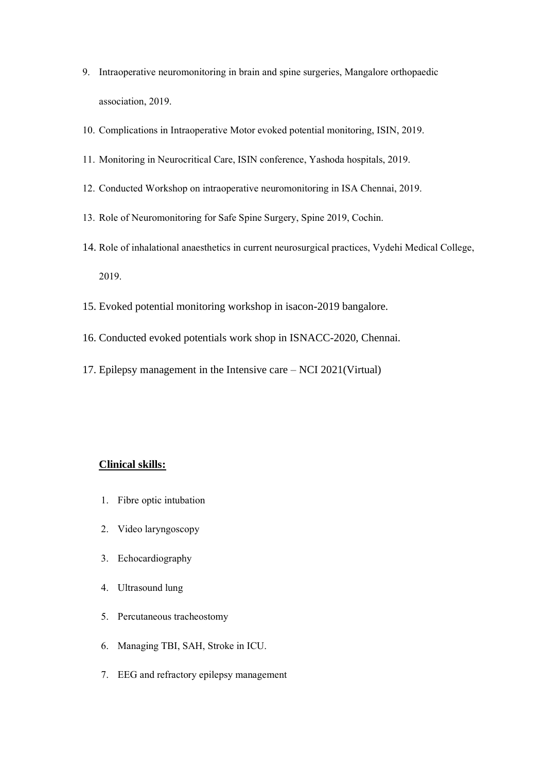9. Intraoperative neuromonitoring in brain and spine surgeries, Mangalore orthopaedic association, 2019.
10. Complications in Intraoperative Motor evoked potential monitoring, ISIN, 2019.
11. Monitoring in Neurocritical Care, ISIN conference, Yashoda hospitals, 2019.
12. Conducted Workshop on intraoperative neuromonitoring in ISA Chennai, 2019.
13. Role of Neuromonitoring for Safe Spine Surgery, Spine 2019, Cochin.
14. Role of inhalational anaesthetics in current neurosurgical practices, Vydehi Medical College, 2019.
15. Evoked potential monitoring workshop in isacon-2019 bangalore.
16. Conducted evoked potentials work shop in ISNACC-2020, Chennai.
17. Epilepsy management in the Intensive care – NCI 2021(Virtual)

**Clinical skills:**

1. Fibre optic intubation
2. Video laryngoscopy
3. Echocardiography
4. Ultrasound lung
5. Percutaneous tracheostomy
6. Managing TBI, SAH, Stroke in ICU.
7. EEG and refractory epilepsy management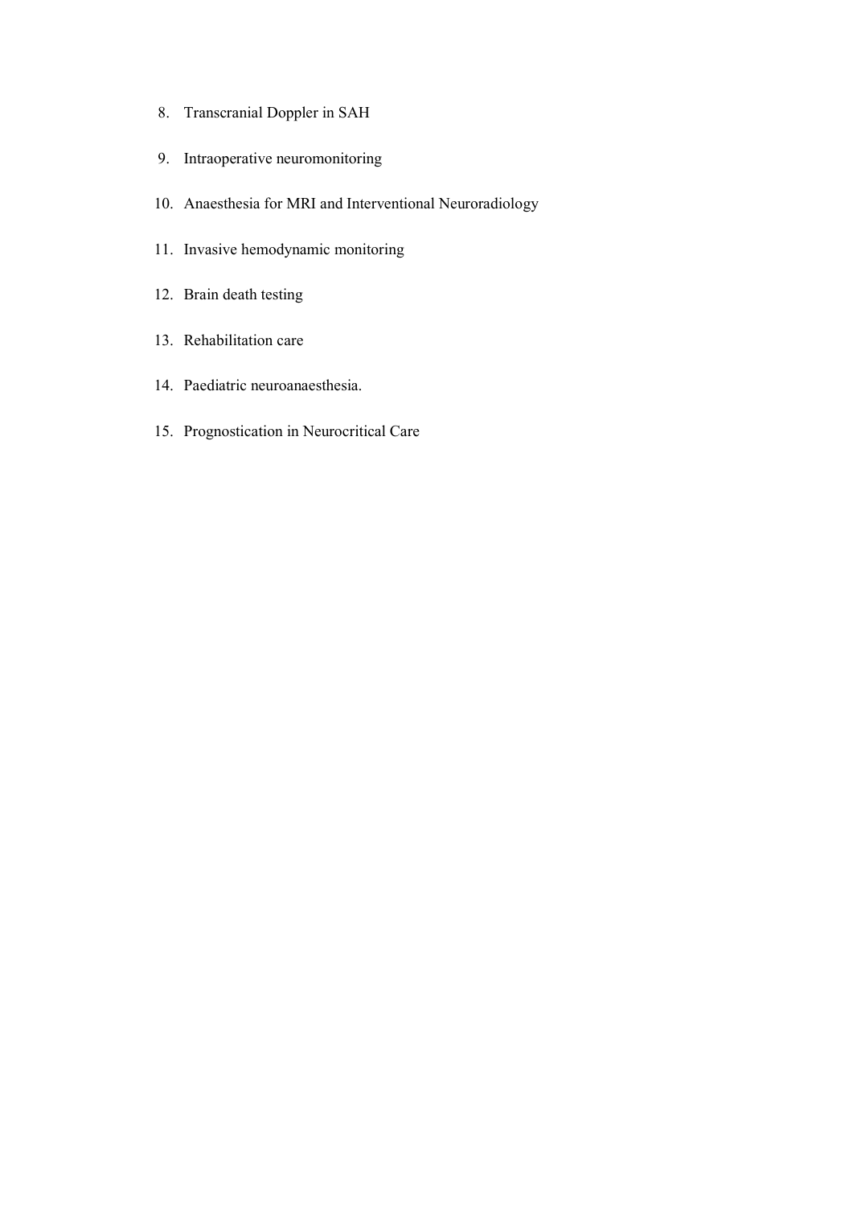8. Transcranial Doppler in SAH
9. Intraoperative neuromonitoring
10. Anaesthesia for MRI and Interventional Neuroradiology
11. Invasive hemodynamic monitoring
12. Brain death testing
13. Rehabilitation care
14. Paediatric neuroanaesthesia.
15. Prognostication in Neurocritical Care